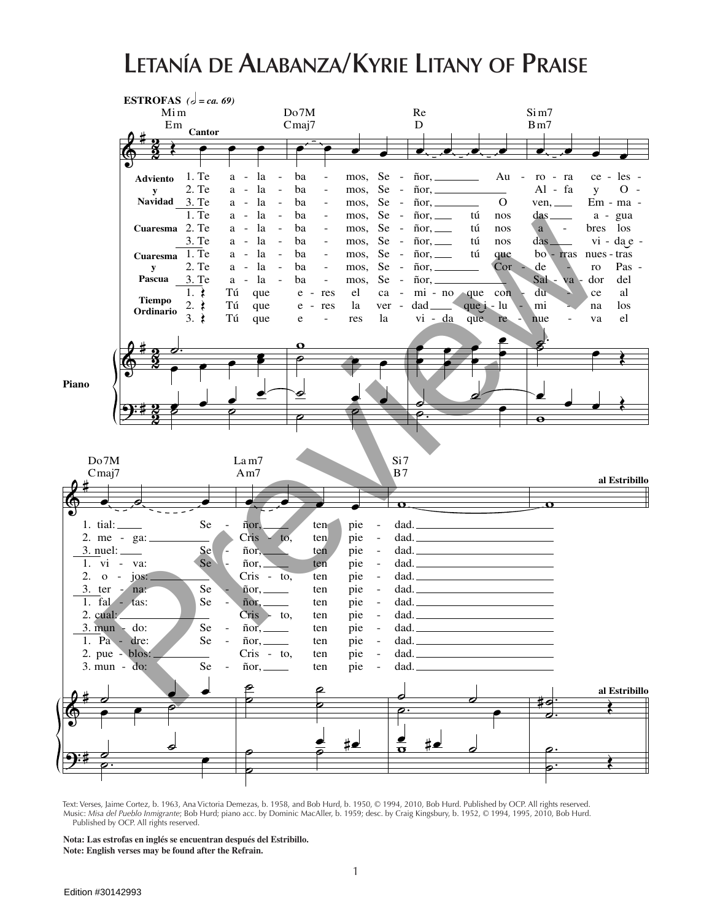# Letanía de Alabanza/Kyrie Litany of Praise

**ESTROFAS** (♩ = ca. 69)

Mi m / Em — Do7M / Cmaj7 — Re / D — Si m7 / Bm7

**Cantor**

**Adviento y Navidad**
1. Te a - la - ba - mos, Se - ñor, Au - ro - ra ce - les - tial: Se - ñor, ten pie - dad.
2. Te a - la - ba - mos, Se - ñor, Al - fa y O - me - ga: Cris - to, ten pie - dad.
3. Te a - la - ba - mos, Se - ñor, O ven, Em - ma - nuel: Se - ñor, ten pie - dad.

**Cuaresma**
1. Te a - la - ba - mos, Se - ñor, tú nos das a - gua vi - va: Se - ñor, ten pie - dad.
2. Te a - la - ba - mos, Se - ñor, tú nos a - bres los o - jos: Cris - to, ten pie - dad.
3. Te a - la - ba - mos, Se - ñor, tú nos das vi - da e - ter - na: Se - ñor, ten pie - dad.

**Cuaresma y Pascua**
1. Te a - la - ba - mos, Se - ñor, tú que bo - rras nues - tras fal - tas: Se - ñor, ten pie - dad.
2. Te a - la - ba - mos, Se - ñor, Cor - de - ro Pas - cual: Cris - to, ten pie - dad.
3. Te a - la - ba - mos, Se - ñor, Sal - va - dor del mun - do: Se - ñor, ten pie - dad.

**Tiempo Ordinario**
1. Tú que e - res el ca - mi - no que con - du - ce al Pa - dre: Se - ñor, ten pie - dad.
2. Tú que e - res la ver - dad que i - lu - mi - na los pue - blos: Cris - to, ten pie - dad.
3. Tú que e - res la vi - da que re - nue - va el mun - do: Se - ñor, ten pie - dad.

Do7M / Cmaj7 — La m7 / Am7 — Si7 / B7

**al Estribillo**

Piano

Text: Verses, Jaime Cortez, b. 1963, Ana Victoria Demezas, b. 1958, and Bob Hurd, b. 1950, © 1994, 2010, Bob Hurd. Published by OCP. All rights reserved.
Music: *Misa del Pueblo Inmigrante*; Bob Hurd; piano acc. by Dominic MacAller, b. 1959; desc. by Craig Kingsbury, b. 1952, © 1994, 1995, 2010, Bob Hurd. Published by OCP. All rights reserved.

**Nota: Las estrofas en inglés se encuentran después del Estribillo.**
**Note: English verses may be found after the Refrain.**

Edition #30142993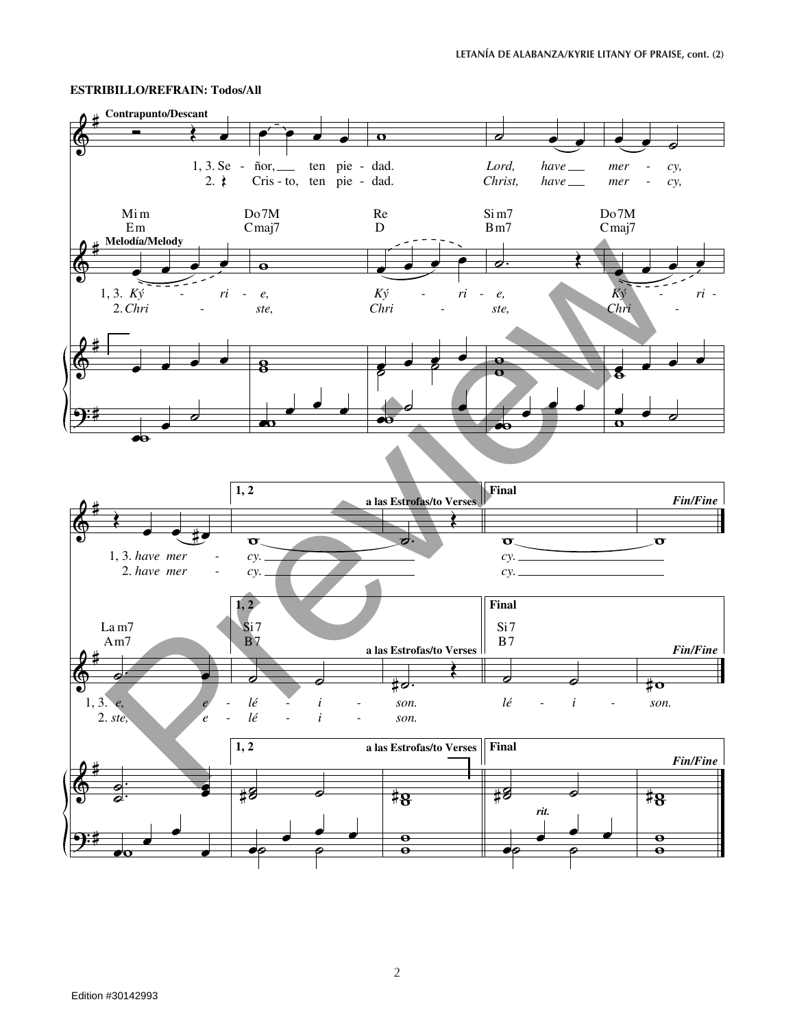**ESTRIBILLO/REFRAIN: Todos/All**

**Contrapunto/Descant**

1, 3. Se - ñor, ten pie - dad. *Lord, have mer - cy,*
2. Cris - to, ten pie - dad. *Christ, have mer - cy,*

Mi m / Em — Do 7M / Cmaj7 — Re / D — Si m7 / Bm7 — Do 7M / Cmaj7

**Melodía/Melody**

1, 3. *Ký - ri - e, Ký - ri - e, Ký - ri -*
2. *Chri - ste, Chri - ste, Chri -*

**1, 2** — a las Estrofas/to Verses — **Final** — *Fin/Fine*

1, 3. *have mer - cy.* — *cy.*
2. *have mer - cy.* — *cy.*

La m7 / Am7 — Si 7 / B7 — Si 7 / B7

1, 3. *e, e - lé - i - son. lé - i - son.*
2. *ste, e - lé - i - son.*

*rit.*

Edition #30142993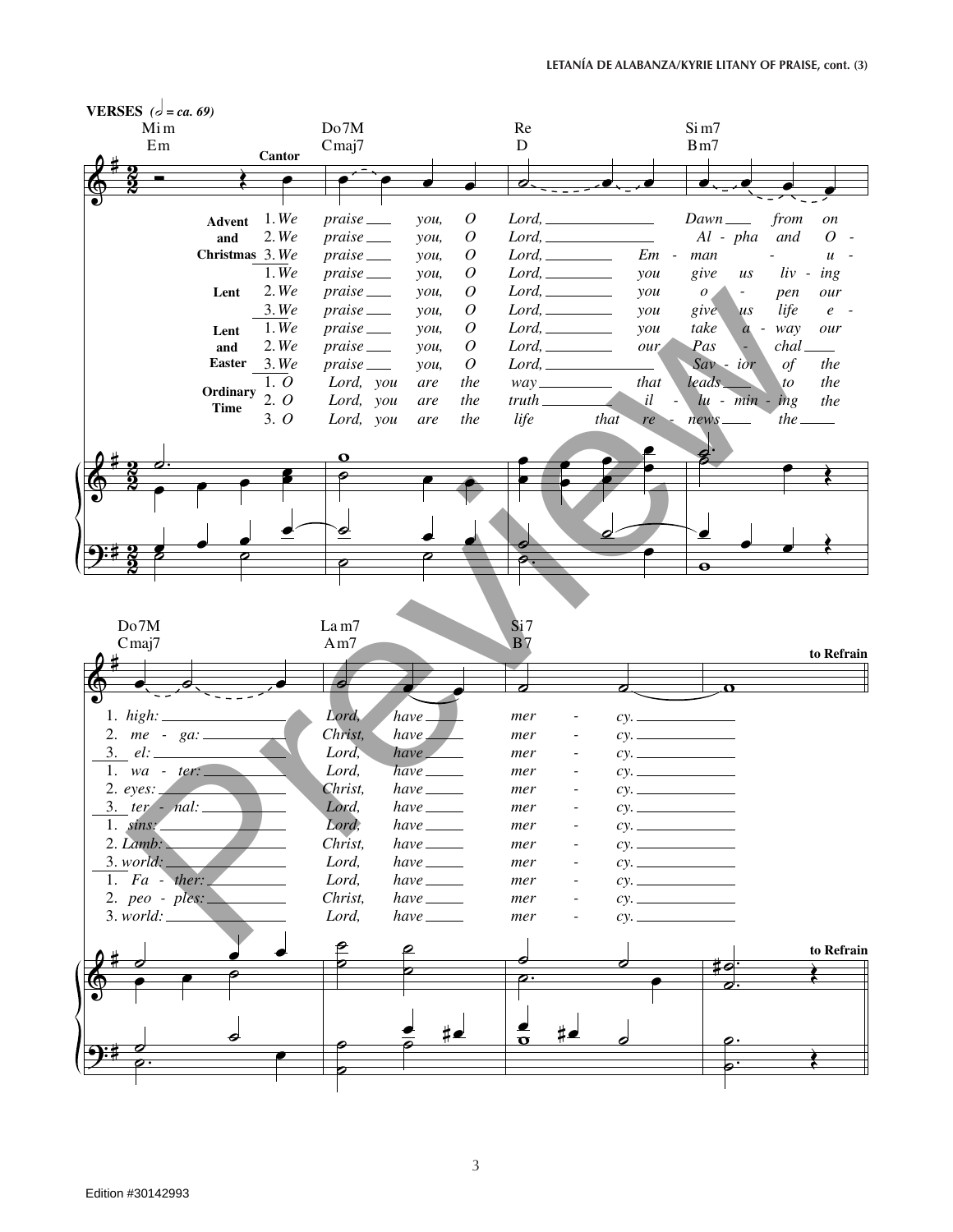**VERSES** (𝅗𝅥 = ca. 69)

Mi m / Em — Do7M / Cmaj7 — Re / D — Si m7 / Bm7

**Cantor**

**Advent and Christmas**

1. *We praise you, O Lord, Dawn from on high: Lord, have mercy.*
2. *We praise you, O Lord, Alpha and Omega: Christ, have mercy.*
3. *We praise you, O Lord, Emmanuel: Lord, have mercy.*

**Lent**

1. *We praise you, O Lord, you give us living water: Lord, have mercy.*
2. *We praise you, O Lord, you open our eyes: Christ, have mercy.*
3. *We praise you, O Lord, you give us life eternal: Lord, have mercy.*

**Lent and Easter**

1. *We praise you, O Lord, you take away our sins: Lord, have mercy.*
2. *We praise you, O Lord, our Paschal Lamb: Christ, have mercy.*
3. *We praise you, O Lord, Savior of the world: Lord, have mercy.*

**Ordinary Time**

1. *O Lord, you are the way that leads to the Father: Lord, have mercy.*
2. *O Lord, you are the truth illumining the peoples: Christ, have mercy.*
3. *O Lord, you are the life that renews the world: Lord, have mercy.*

Do7M / Cmaj7 — La m7 / Am7 — Si7 / B7

**to Refrain**

Edition #30142993